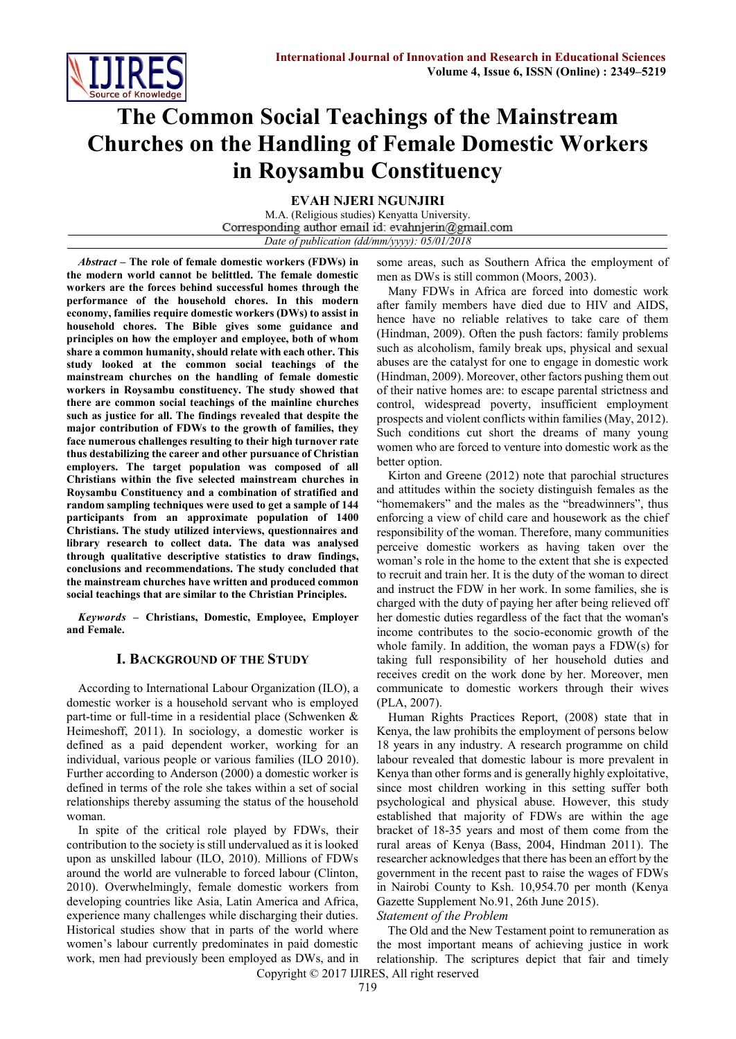# The Common Social Teachings of the Mainstream Churches on the Handling of Female Domestic Workers in Roysambu Constituency

**EVAH NJERI NGUNJIRI**

M.A. (Religious studies) Kenyatta University.

Corresponding author email id: evahnjerin@gmail.com

*Date of publication (dd/mm/yyyy): 05/01/2018*

***Abstract* – The role of female domestic workers (FDWs) in the modern world cannot be belittled. The female domestic workers are the forces behind successful homes through the performance of the household chores. In this modern economy, families require domestic workers (DWs) to assist in household chores. The Bible gives some guidance and principles on how the employer and employee, both of whom share a common humanity, should relate with each other. This study looked at the common social teachings of the mainstream churches on the handling of female domestic workers in Roysambu Constituency. The study showed that there are common social teachings of the mainline churches such as justice for all. The findings revealed that despite the major contribution of FDWs to the growth of families, they face numerous challenges resulting to their high turnover rate thus destabilizing the career and other pursuance of Christian employers. The target population was composed of all Christians within the five selected mainstream churches in Roysambu Constituency and a combination of stratified and random sampling techniques were used to get a sample of 144 participants from an approximate population of 1400 Christians. The study utilized interviews, questionnaires and library research to collect data. The data was analysed through qualitative descriptive statistics to draw findings, conclusions and recommendations. The study concluded that the mainstream churches have written and produced common social teachings that are similar to the Christian Principles.**

***Keywords* – Christians, Domestic, Employee, Employer and Female.**

## I. Background of the Study

According to International Labour Organization (ILO), a domestic worker is a household servant who is employed part-time or full-time in a residential place (Schwenken & Heimeshoff, 2011). In sociology, a domestic worker is defined as a paid dependent worker, working for an individual, various people or various families (ILO 2010). Further according to Anderson (2000) a domestic worker is defined in terms of the role she takes within a set of social relationships thereby assuming the status of the household woman.

In spite of the critical role played by FDWs, their contribution to the society is still undervalued as it is looked upon as unskilled labour (ILO, 2010). Millions of FDWs around the world are vulnerable to forced labour (Clinton, 2010). Overwhelmingly, female domestic workers from developing countries like Asia, Latin America and Africa, experience many challenges while discharging their duties. Historical studies show that in parts of the world where women's labour currently predominates in paid domestic work, men had previously been employed as DWs, and in some areas, such as Southern Africa the employment of men as DWs is still common (Moors, 2003).

Many FDWs in Africa are forced into domestic work after family members have died due to HIV and AIDS, hence have no reliable relatives to take care of them (Hindman, 2009). Often the push factors: family problems such as alcoholism, family break ups, physical and sexual abuses are the catalyst for one to engage in domestic work (Hindman, 2009). Moreover, other factors pushing them out of their native homes are: to escape parental strictness and control, widespread poverty, insufficient employment prospects and violent conflicts within families (May, 2012). Such conditions cut short the dreams of many young women who are forced to venture into domestic work as the better option.

Kirton and Greene (2012) note that parochial structures and attitudes within the society distinguish females as the "homemakers" and the males as the "breadwinners", thus enforcing a view of child care and housework as the chief responsibility of the woman. Therefore, many communities perceive domestic workers as having taken over the woman's role in the home to the extent that she is expected to recruit and train her. It is the duty of the woman to direct and instruct the FDW in her work. In some families, she is charged with the duty of paying her after being relieved off her domestic duties regardless of the fact that the woman's income contributes to the socio-economic growth of the whole family. In addition, the woman pays a FDW(s) for taking full responsibility of her household duties and receives credit on the work done by her. Moreover, men communicate to domestic workers through their wives (PLA, 2007).

Human Rights Practices Report, (2008) state that in Kenya, the law prohibits the employment of persons below 18 years in any industry. A research programme on child labour revealed that domestic labour is more prevalent in Kenya than other forms and is generally highly exploitative, since most children working in this setting suffer both psychological and physical abuse. However, this study established that majority of FDWs are within the age bracket of 18-35 years and most of them come from the rural areas of Kenya (Bass, 2004, Hindman 2011). The researcher acknowledges that there has been an effort by the government in the recent past to raise the wages of FDWs in Nairobi County to Ksh. 10,954.70 per month (Kenya Gazette Supplement No.91, 26th June 2015).

*Statement of the Problem*

The Old and the New Testament point to remuneration as the most important means of achieving justice in work relationship. The scriptures depict that fair and timely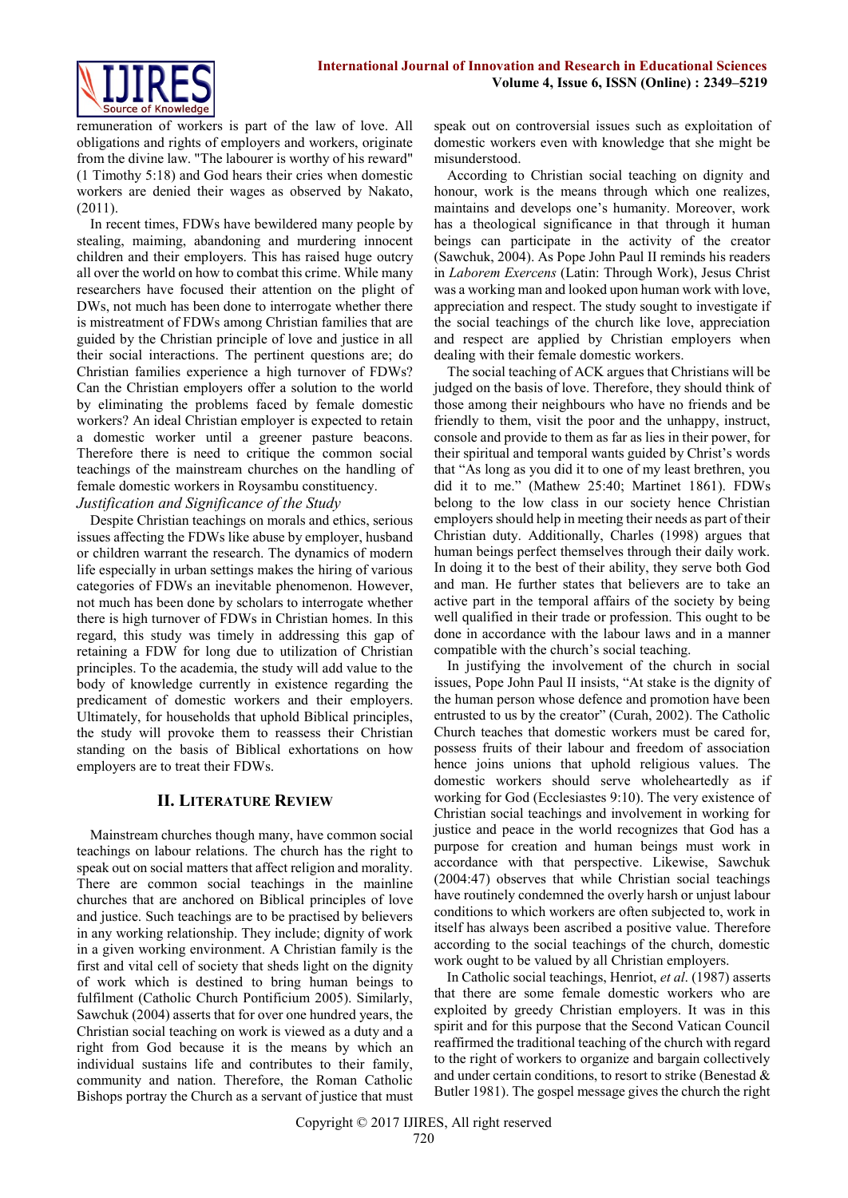remuneration of workers is part of the law of love. All obligations and rights of employers and workers, originate from the divine law. "The labourer is worthy of his reward" (1 Timothy 5:18) and God hears their cries when domestic workers are denied their wages as observed by Nakato, (2011).

In recent times, FDWs have bewildered many people by stealing, maiming, abandoning and murdering innocent children and their employers. This has raised huge outcry all over the world on how to combat this crime. While many researchers have focused their attention on the plight of DWs, not much has been done to interrogate whether there is mistreatment of FDWs among Christian families that are guided by the Christian principle of love and justice in all their social interactions. The pertinent questions are; do Christian families experience a high turnover of FDWs? Can the Christian employers offer a solution to the world by eliminating the problems faced by female domestic workers? An ideal Christian employer is expected to retain a domestic worker until a greener pasture beacons. Therefore there is need to critique the common social teachings of the mainstream churches on the handling of female domestic workers in Roysambu constituency.

*Justification and Significance of the Study*

Despite Christian teachings on morals and ethics, serious issues affecting the FDWs like abuse by employer, husband or children warrant the research. The dynamics of modern life especially in urban settings makes the hiring of various categories of FDWs an inevitable phenomenon. However, not much has been done by scholars to interrogate whether there is high turnover of FDWs in Christian homes. In this regard, this study was timely in addressing this gap of retaining a FDW for long due to utilization of Christian principles. To the academia, the study will add value to the body of knowledge currently in existence regarding the predicament of domestic workers and their employers. Ultimately, for households that uphold Biblical principles, the study will provoke them to reassess their Christian standing on the basis of Biblical exhortations on how employers are to treat their FDWs.

## II. Literature Review

Mainstream churches though many, have common social teachings on labour relations. The church has the right to speak out on social matters that affect religion and morality. There are common social teachings in the mainline churches that are anchored on Biblical principles of love and justice. Such teachings are to be practised by believers in any working relationship. They include; dignity of work in a given working environment. A Christian family is the first and vital cell of society that sheds light on the dignity of work which is destined to bring human beings to fulfilment (Catholic Church Pontificium 2005). Similarly, Sawchuk (2004) asserts that for over one hundred years, the Christian social teaching on work is viewed as a duty and a right from God because it is the means by which an individual sustains life and contributes to their family, community and nation. Therefore, the Roman Catholic Bishops portray the Church as a servant of justice that must speak out on controversial issues such as exploitation of domestic workers even with knowledge that she might be misunderstood.

According to Christian social teaching on dignity and honour, work is the means through which one realizes, maintains and develops one's humanity. Moreover, work has a theological significance in that through it human beings can participate in the activity of the creator (Sawchuk, 2004). As Pope John Paul II reminds his readers in *Laborem Exercens* (Latin: Through Work), Jesus Christ was a working man and looked upon human work with love, appreciation and respect. The study sought to investigate if the social teachings of the church like love, appreciation and respect are applied by Christian employers when dealing with their female domestic workers.

The social teaching of ACK argues that Christians will be judged on the basis of love. Therefore, they should think of those among their neighbours who have no friends and be friendly to them, visit the poor and the unhappy, instruct, console and provide to them as far as lies in their power, for their spiritual and temporal wants guided by Christ's words that "As long as you did it to one of my least brethren, you did it to me." (Mathew 25:40; Martinet 1861). FDWs belong to the low class in our society hence Christian employers should help in meeting their needs as part of their Christian duty. Additionally, Charles (1998) argues that human beings perfect themselves through their daily work. In doing it to the best of their ability, they serve both God and man. He further states that believers are to take an active part in the temporal affairs of the society by being well qualified in their trade or profession. This ought to be done in accordance with the labour laws and in a manner compatible with the church's social teaching.

In justifying the involvement of the church in social issues, Pope John Paul II insists, "At stake is the dignity of the human person whose defence and promotion have been entrusted to us by the creator" (Curah, 2002). The Catholic Church teaches that domestic workers must be cared for, possess fruits of their labour and freedom of association hence joins unions that uphold religious values. The domestic workers should serve wholeheartedly as if working for God (Ecclesiastes 9:10). The very existence of Christian social teachings and involvement in working for justice and peace in the world recognizes that God has a purpose for creation and human beings must work in accordance with that perspective. Likewise, Sawchuk (2004:47) observes that while Christian social teachings have routinely condemned the overly harsh or unjust labour conditions to which workers are often subjected to, work in itself has always been ascribed a positive value. Therefore according to the social teachings of the church, domestic work ought to be valued by all Christian employers.

In Catholic social teachings, Henriot, *et al*. (1987) asserts that there are some female domestic workers who are exploited by greedy Christian employers. It was in this spirit and for this purpose that the Second Vatican Council reaffirmed the traditional teaching of the church with regard to the right of workers to organize and bargain collectively and under certain conditions, to resort to strike (Benestad & Butler 1981). The gospel message gives the church the right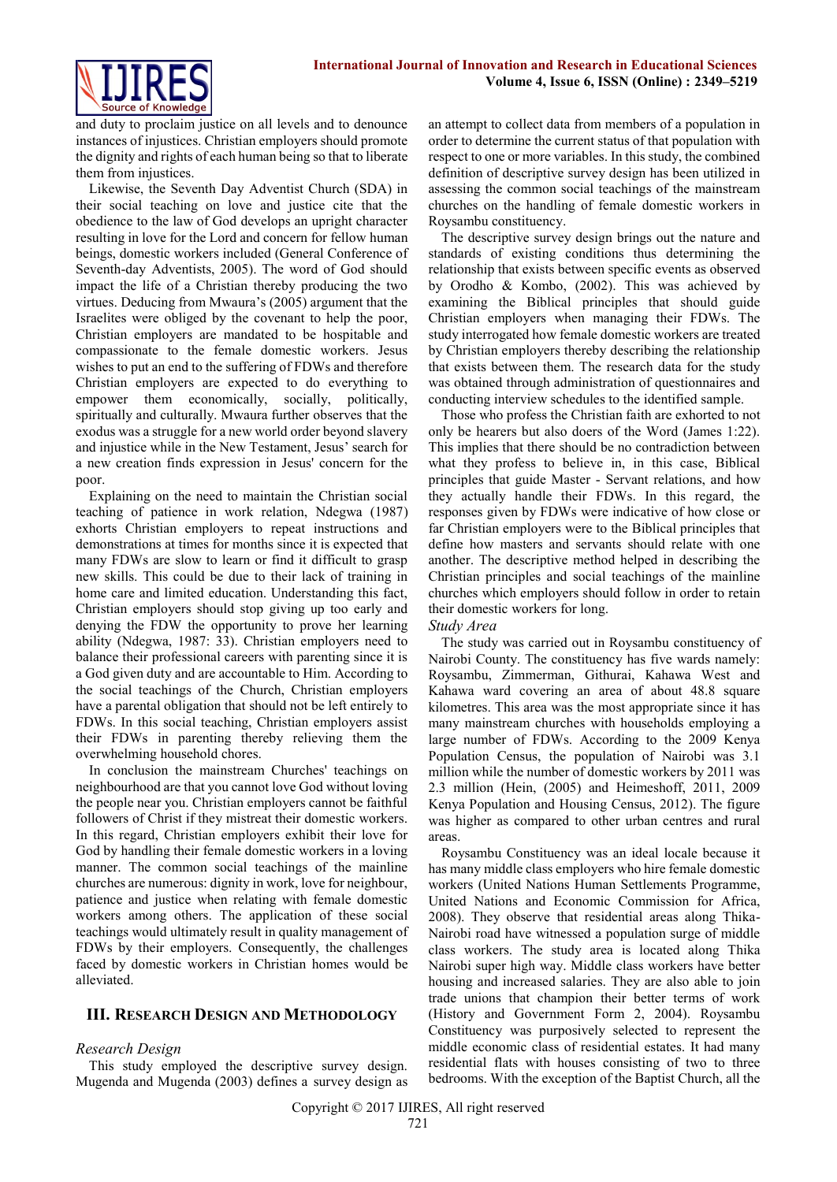and duty to proclaim justice on all levels and to denounce instances of injustices. Christian employers should promote the dignity and rights of each human being so that to liberate them from injustices.

Likewise, the Seventh Day Adventist Church (SDA) in their social teaching on love and justice cite that the obedience to the law of God develops an upright character resulting in love for the Lord and concern for fellow human beings, domestic workers included (General Conference of Seventh-day Adventists, 2005). The word of God should impact the life of a Christian thereby producing the two virtues. Deducing from Mwaura's (2005) argument that the Israelites were obliged by the covenant to help the poor, Christian employers are mandated to be hospitable and compassionate to the female domestic workers. Jesus wishes to put an end to the suffering of FDWs and therefore Christian employers are expected to do everything to empower them economically, socially, politically, spiritually and culturally. Mwaura further observes that the exodus was a struggle for a new world order beyond slavery and injustice while in the New Testament, Jesus' search for a new creation finds expression in Jesus' concern for the poor.

Explaining on the need to maintain the Christian social teaching of patience in work relation, Ndegwa (1987) exhorts Christian employers to repeat instructions and demonstrations at times for months since it is expected that many FDWs are slow to learn or find it difficult to grasp new skills. This could be due to their lack of training in home care and limited education. Understanding this fact, Christian employers should stop giving up too early and denying the FDW the opportunity to prove her learning ability (Ndegwa, 1987: 33). Christian employers need to balance their professional careers with parenting since it is a God given duty and are accountable to Him. According to the social teachings of the Church, Christian employers have a parental obligation that should not be left entirely to FDWs. In this social teaching, Christian employers assist their FDWs in parenting thereby relieving them the overwhelming household chores.

In conclusion the mainstream Churches' teachings on neighbourhood are that you cannot love God without loving the people near you. Christian employers cannot be faithful followers of Christ if they mistreat their domestic workers. In this regard, Christian employers exhibit their love for God by handling their female domestic workers in a loving manner. The common social teachings of the mainline churches are numerous: dignity in work, love for neighbour, patience and justice when relating with female domestic workers among others. The application of these social teachings would ultimately result in quality management of FDWs by their employers. Consequently, the challenges faced by domestic workers in Christian homes would be alleviated.

## III. Research Design and Methodology

*Research Design*

This study employed the descriptive survey design. Mugenda and Mugenda (2003) defines a survey design as an attempt to collect data from members of a population in order to determine the current status of that population with respect to one or more variables. In this study, the combined definition of descriptive survey design has been utilized in assessing the common social teachings of the mainstream churches on the handling of female domestic workers in Roysambu constituency.

The descriptive survey design brings out the nature and standards of existing conditions thus determining the relationship that exists between specific events as observed by Orodho & Kombo, (2002). This was achieved by examining the Biblical principles that should guide Christian employers when managing their FDWs. The study interrogated how female domestic workers are treated by Christian employers thereby describing the relationship that exists between them. The research data for the study was obtained through administration of questionnaires and conducting interview schedules to the identified sample.

Those who profess the Christian faith are exhorted to not only be hearers but also doers of the Word (James 1:22). This implies that there should be no contradiction between what they profess to believe in, in this case, Biblical principles that guide Master - Servant relations, and how they actually handle their FDWs. In this regard, the responses given by FDWs were indicative of how close or far Christian employers were to the Biblical principles that define how masters and servants should relate with one another. The descriptive method helped in describing the Christian principles and social teachings of the mainline churches which employers should follow in order to retain their domestic workers for long.

*Study Area*

The study was carried out in Roysambu constituency of Nairobi County. The constituency has five wards namely: Roysambu, Zimmerman, Githurai, Kahawa West and Kahawa ward covering an area of about 48.8 square kilometres. This area was the most appropriate since it has many mainstream churches with households employing a large number of FDWs. According to the 2009 Kenya Population Census, the population of Nairobi was 3.1 million while the number of domestic workers by 2011 was 2.3 million (Hein, (2005) and Heimeshoff, 2011, 2009 Kenya Population and Housing Census, 2012). The figure was higher as compared to other urban centres and rural areas.

Roysambu Constituency was an ideal locale because it has many middle class employers who hire female domestic workers (United Nations Human Settlements Programme, United Nations and Economic Commission for Africa, 2008). They observe that residential areas along Thika-Nairobi road have witnessed a population surge of middle class workers. The study area is located along Thika Nairobi super high way. Middle class workers have better housing and increased salaries. They are also able to join trade unions that champion their better terms of work (History and Government Form 2, 2004). Roysambu Constituency was purposively selected to represent the middle economic class of residential estates. It had many residential flats with houses consisting of two to three bedrooms. With the exception of the Baptist Church, all the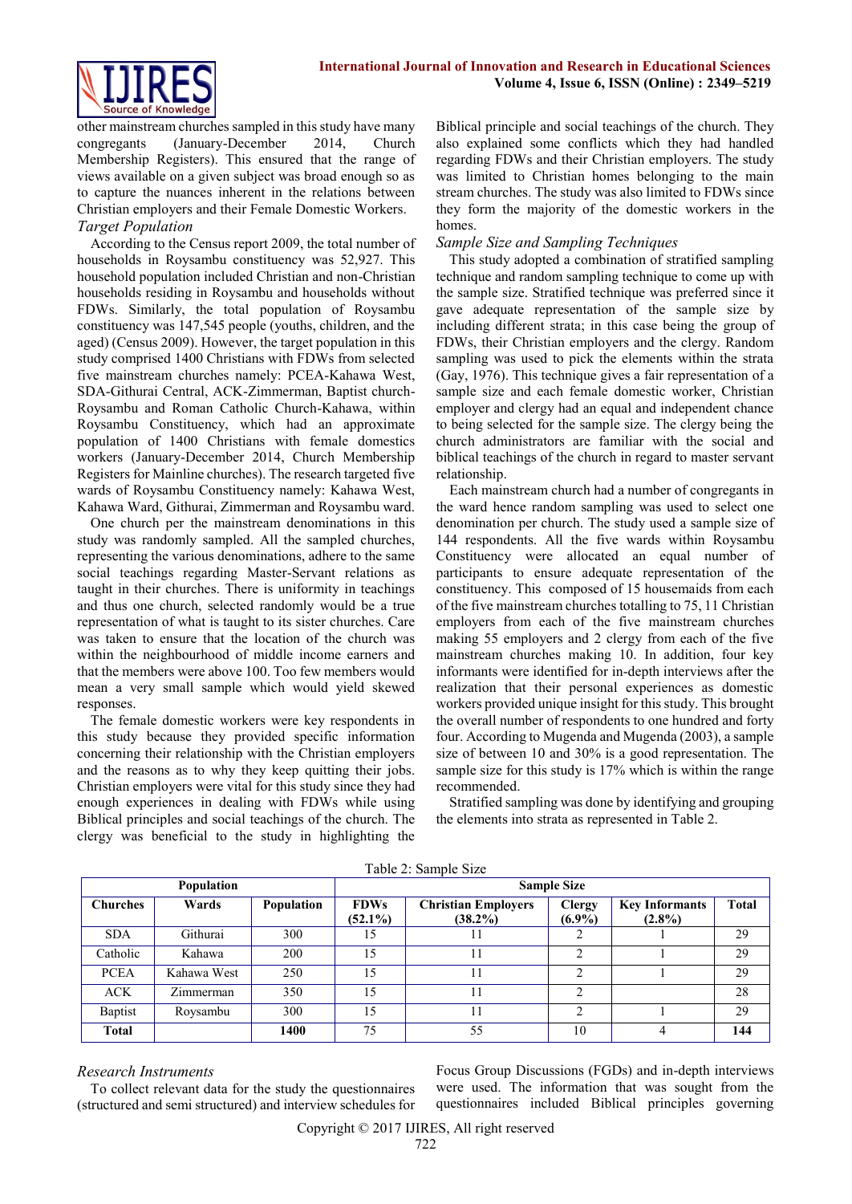other mainstream churches sampled in this study have many congregants (January-December 2014, Church Membership Registers). This ensured that the range of views available on a given subject was broad enough so as to capture the nuances inherent in the relations between Christian employers and their Female Domestic Workers.

*Target Population*

According to the Census report 2009, the total number of households in Roysambu constituency was 52,927. This household population included Christian and non-Christian households residing in Roysambu and households without FDWs. Similarly, the total population of Roysambu constituency was 147,545 people (youths, children, and the aged) (Census 2009). However, the target population in this study comprised 1400 Christians with FDWs from selected five mainstream churches namely: PCEA-Kahawa West, SDA-Githurai Central, ACK-Zimmerman, Baptist church-Roysambu and Roman Catholic Church-Kahawa, within Roysambu Constituency, which had an approximate population of 1400 Christians with female domestics workers (January-December 2014, Church Membership Registers for Mainline churches). The research targeted five wards of Roysambu Constituency namely: Kahawa West, Kahawa Ward, Githurai, Zimmerman and Roysambu ward.

One church per the mainstream denominations in this study was randomly sampled. All the sampled churches, representing the various denominations, adhere to the same social teachings regarding Master-Servant relations as taught in their churches. There is uniformity in teachings and thus one church, selected randomly would be a true representation of what is taught to its sister churches. Care was taken to ensure that the location of the church was within the neighbourhood of middle income earners and that the members were above 100. Too few members would mean a very small sample which would yield skewed responses.

The female domestic workers were key respondents in this study because they provided specific information concerning their relationship with the Christian employers and the reasons as to why they keep quitting their jobs. Christian employers were vital for this study since they had enough experiences in dealing with FDWs while using Biblical principles and social teachings of the church. The clergy was beneficial to the study in highlighting the Biblical principle and social teachings of the church. They also explained some conflicts which they had handled regarding FDWs and their Christian employers. The study was limited to Christian homes belonging to the main stream churches. The study was also limited to FDWs since they form the majority of the domestic workers in the homes.

*Sample Size and Sampling Techniques*

This study adopted a combination of stratified sampling technique and random sampling technique to come up with the sample size. Stratified technique was preferred since it gave adequate representation of the sample size by including different strata; in this case being the group of FDWs, their Christian employers and the clergy. Random sampling was used to pick the elements within the strata (Gay, 1976). This technique gives a fair representation of a sample size and each female domestic worker, Christian employer and clergy had an equal and independent chance to being selected for the sample size. The clergy being the church administrators are familiar with the social and biblical teachings of the church in regard to master servant relationship.

Each mainstream church had a number of congregants in the ward hence random sampling was used to select one denomination per church. The study used a sample size of 144 respondents. All the five wards within Roysambu Constituency were allocated an equal number of participants to ensure adequate representation of the constituency. This composed of 15 housemaids from each of the five mainstream churches totalling to 75, 11 Christian employers from each of the five mainstream churches making 55 employers and 2 clergy from each of the five mainstream churches making 10. In addition, four key informants were identified for in-depth interviews after the realization that their personal experiences as domestic workers provided unique insight for this study. This brought the overall number of respondents to one hundred and forty four. According to Mugenda and Mugenda (2003), a sample size of between 10 and 30% is a good representation. The sample size for this study is 17% which is within the range recommended.

Stratified sampling was done by identifying and grouping the elements into strata as represented in Table 2.

Table 2: Sample Size

| Population | | | Sample Size | | | | |
|---|---|---|---|---|---|---|---|
| **Churches** | **Wards** | **Population** | **FDWs (52.1%)** | **Christian Employers (38.2%)** | **Clergy (6.9%)** | **Key Informants (2.8%)** | **Total** |
| SDA | Githurai | 300 | 15 | 11 | 2 | 1 | 29 |
| Catholic | Kahawa | 200 | 15 | 11 | 2 | 1 | 29 |
| PCEA | Kahawa West | 250 | 15 | 11 | 2 | 1 | 29 |
| ACK | Zimmerman | 350 | 15 | 11 | 2 | | 28 |
| Baptist | Roysambu | 300 | 15 | 11 | 2 | 1 | 29 |
| **Total** | | **1400** | 75 | 55 | 10 | 4 | **144** |

*Research Instruments*

To collect relevant data for the study the questionnaires (structured and semi structured) and interview schedules for Focus Group Discussions (FGDs) and in-depth interviews were used. The information that was sought from the questionnaires included Biblical principles governing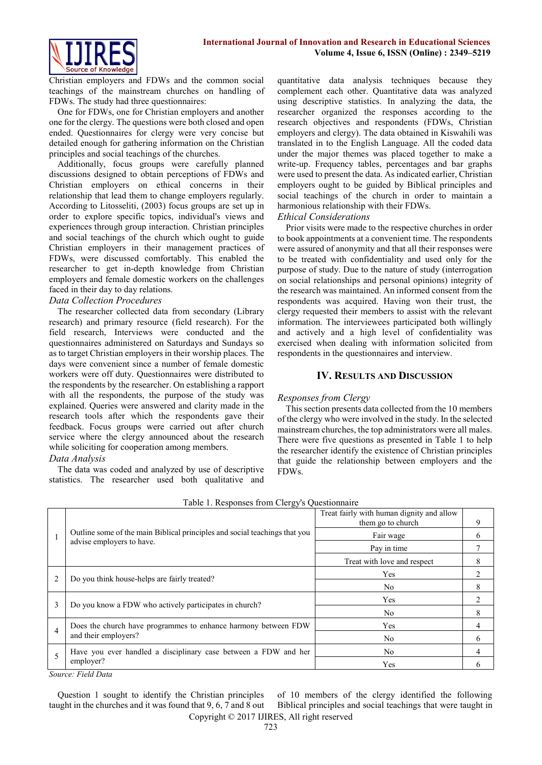Christian employers and FDWs and the common social teachings of the mainstream churches on handling of FDWs. The study had three questionnaires:

One for FDWs, one for Christian employers and another one for the clergy. The questions were both closed and open ended. Questionnaires for clergy were very concise but detailed enough for gathering information on the Christian principles and social teachings of the churches.

Additionally, focus groups were carefully planned discussions designed to obtain perceptions of FDWs and Christian employers on ethical concerns in their relationship that lead them to change employers regularly. According to Litosseliti, (2003) focus groups are set up in order to explore specific topics, individual's views and experiences through group interaction. Christian principles and social teachings of the church which ought to guide Christian employers in their management practices of FDWs, were discussed comfortably. This enabled the researcher to get in-depth knowledge from Christian employers and female domestic workers on the challenges faced in their day to day relations.

### *Data Collection Procedures*

The researcher collected data from secondary (Library research) and primary resource (field research). For the field research, Interviews were conducted and the questionnaires administered on Saturdays and Sundays so as to target Christian employers in their worship places. The days were convenient since a number of female domestic workers were off duty. Questionnaires were distributed to the respondents by the researcher. On establishing a rapport with all the respondents, the purpose of the study was explained. Queries were answered and clarity made in the research tools after which the respondents gave their feedback. Focus groups were carried out after church service where the clergy announced about the research while soliciting for cooperation among members.

### *Data Analysis*

The data was coded and analyzed by use of descriptive statistics. The researcher used both qualitative and quantitative data analysis techniques because they complement each other. Quantitative data was analyzed using descriptive statistics. In analyzing the data, the researcher organized the responses according to the research objectives and respondents (FDWs, Christian employers and clergy). The data obtained in Kiswahili was translated in to the English Language. All the coded data under the major themes was placed together to make a write-up. Frequency tables, percentages and bar graphs were used to present the data. As indicated earlier, Christian employers ought to be guided by Biblical principles and social teachings of the church in order to maintain a harmonious relationship with their FDWs.

### *Ethical Considerations*

Prior visits were made to the respective churches in order to book appointments at a convenient time. The respondents were assured of anonymity and that all their responses were to be treated with confidentiality and used only for the purpose of study. Due to the nature of study (interrogation on social relationships and personal opinions) integrity of the research was maintained. An informed consent from the respondents was acquired. Having won their trust, the clergy requested their members to assist with the relevant information. The interviewees participated both willingly and actively and a high level of confidentiality was exercised when dealing with information solicited from respondents in the questionnaires and interview.

## IV. Results and Discussion

### *Responses from Clergy*

This section presents data collected from the 10 members of the clergy who were involved in the study. In the selected mainstream churches, the top administrators were all males. There were five questions as presented in Table 1 to help the researcher identify the existence of Christian principles that guide the relationship between employers and the FDWs.

Table 1. Responses from Clergy's Questionnaire

| | | | |
|---|---|---|---|
| 1 | Outline some of the main Biblical principles and social teachings that you advise employers to have. | Treat fairly with human dignity and allow them go to church | 9 |
| | | Fair wage | 6 |
| | | Pay in time | 7 |
| | | Treat with love and respect | 8 |
| 2 | Do you think house-helps are fairly treated? | Yes | 2 |
| | | No | 8 |
| 3 | Do you know a FDW who actively participates in church? | Yes | 2 |
| | | No | 8 |
| 4 | Does the church have programmes to enhance harmony between FDW and their employers? | Yes | 4 |
| | | No | 6 |
| 5 | Have you ever handled a disciplinary case between a FDW and her employer? | No | 4 |
| | | Yes | 6 |

*Source: Field Data*

Question 1 sought to identify the Christian principles taught in the churches and it was found that 9, 6, 7 and 8 out of 10 members of the clergy identified the following Biblical principles and social teachings that were taught in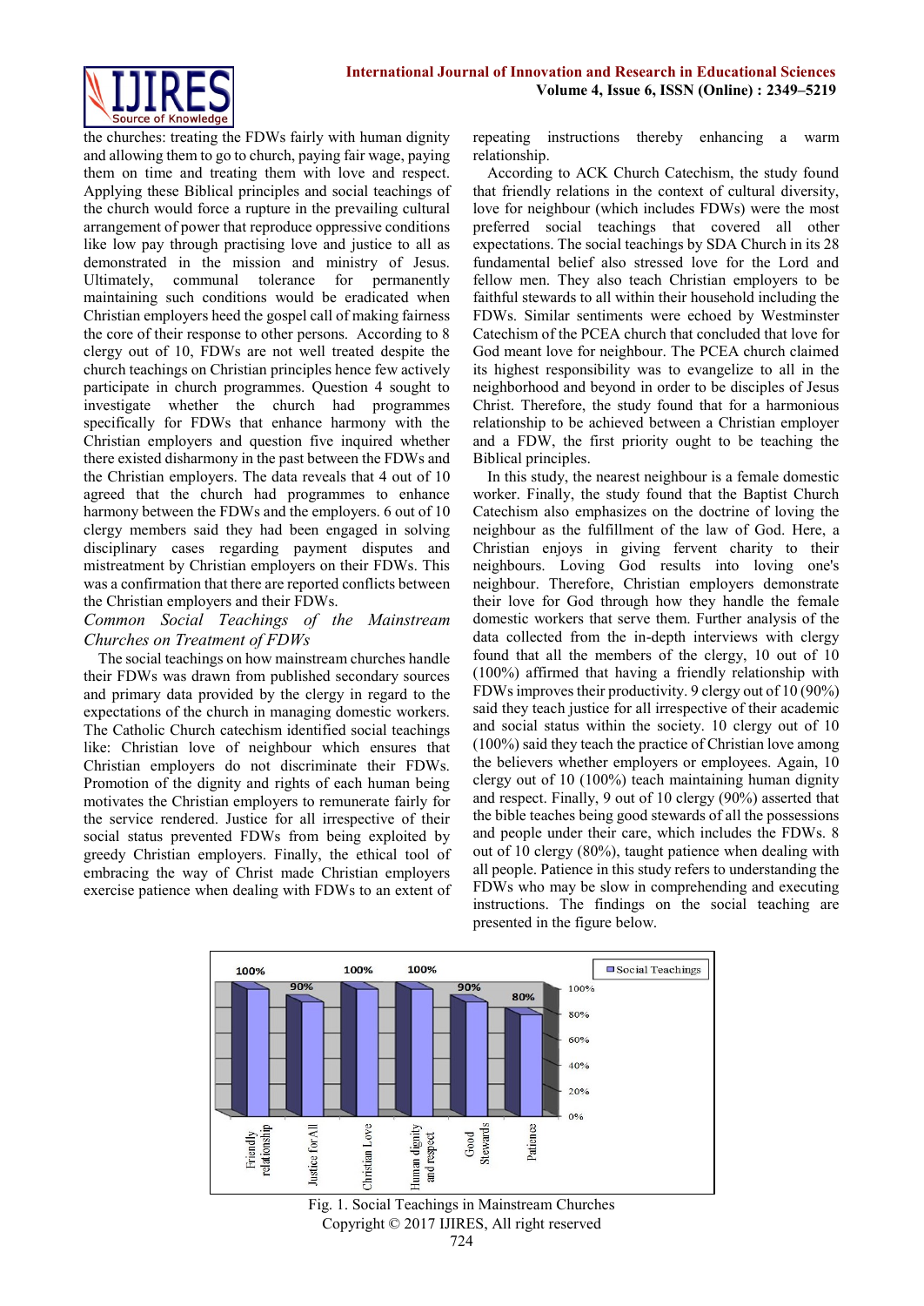the churches: treating the FDWs fairly with human dignity and allowing them to go to church, paying fair wage, paying them on time and treating them with love and respect. Applying these Biblical principles and social teachings of the church would force a rupture in the prevailing cultural arrangement of power that reproduce oppressive conditions like low pay through practising love and justice to all as demonstrated in the mission and ministry of Jesus. Ultimately, communal tolerance for permanently maintaining such conditions would be eradicated when Christian employers heed the gospel call of making fairness the core of their response to other persons. According to 8 clergy out of 10, FDWs are not well treated despite the church teachings on Christian principles hence few actively participate in church programmes. Question 4 sought to investigate whether the church had programmes specifically for FDWs that enhance harmony with the Christian employers and question five inquired whether there existed disharmony in the past between the FDWs and the Christian employers. The data reveals that 4 out of 10 agreed that the church had programmes to enhance harmony between the FDWs and the employers. 6 out of 10 clergy members said they had been engaged in solving disciplinary cases regarding payment disputes and mistreatment by Christian employers on their FDWs. This was a confirmation that there are reported conflicts between the Christian employers and their FDWs.

*Common Social Teachings of the Mainstream Churches on Treatment of FDWs*

The social teachings on how mainstream churches handle their FDWs was drawn from published secondary sources and primary data provided by the clergy in regard to the expectations of the church in managing domestic workers. The Catholic Church catechism identified social teachings like: Christian love of neighbour which ensures that Christian employers do not discriminate their FDWs. Promotion of the dignity and rights of each human being motivates the Christian employers to remunerate fairly for the service rendered. Justice for all irrespective of their social status prevented FDWs from being exploited by greedy Christian employers. Finally, the ethical tool of embracing the way of Christ made Christian employers exercise patience when dealing with FDWs to an extent of repeating instructions thereby enhancing a warm relationship.

According to ACK Church Catechism, the study found that friendly relations in the context of cultural diversity, love for neighbour (which includes FDWs) were the most preferred social teachings that covered all other expectations. The social teachings by SDA Church in its 28 fundamental belief also stressed love for the Lord and fellow men. They also teach Christian employers to be faithful stewards to all within their household including the FDWs. Similar sentiments were echoed by Westminster Catechism of the PCEA church that concluded that love for God meant love for neighbour. The PCEA church claimed its highest responsibility was to evangelize to all in the neighborhood and beyond in order to be disciples of Jesus Christ. Therefore, the study found that for a harmonious relationship to be achieved between a Christian employer and a FDW, the first priority ought to be teaching the Biblical principles.

In this study, the nearest neighbour is a female domestic worker. Finally, the study found that the Baptist Church Catechism also emphasizes on the doctrine of loving the neighbour as the fulfillment of the law of God. Here, a Christian enjoys in giving fervent charity to their neighbours. Loving God results into loving one's neighbour. Therefore, Christian employers demonstrate their love for God through how they handle the female domestic workers that serve them. Further analysis of the data collected from the in-depth interviews with clergy found that all the members of the clergy, 10 out of 10 (100%) affirmed that having a friendly relationship with FDWs improves their productivity. 9 clergy out of 10 (90%) said they teach justice for all irrespective of their academic and social status within the society. 10 clergy out of 10 (100%) said they teach the practice of Christian love among the believers whether employers or employees. Again, 10 clergy out of 10 (100%) teach maintaining human dignity and respect. Finally, 9 out of 10 clergy (90%) asserted that the bible teaches being good stewards of all the possessions and people under their care, which includes the FDWs. 8 out of 10 clergy (80%), taught patience when dealing with all people. Patience in this study refers to understanding the FDWs who may be slow in comprehending and executing instructions. The findings on the social teaching are presented in the figure below.

Social Teachings

100%
90%
100%
100%
90%
80%

100%
80%
60%
40%
20%
0%

Friendly relationship
Justice for All
Christian Love
Human dignity and respect
Good Stewards
Patience

Fig. 1. Social Teachings in Mainstream Churches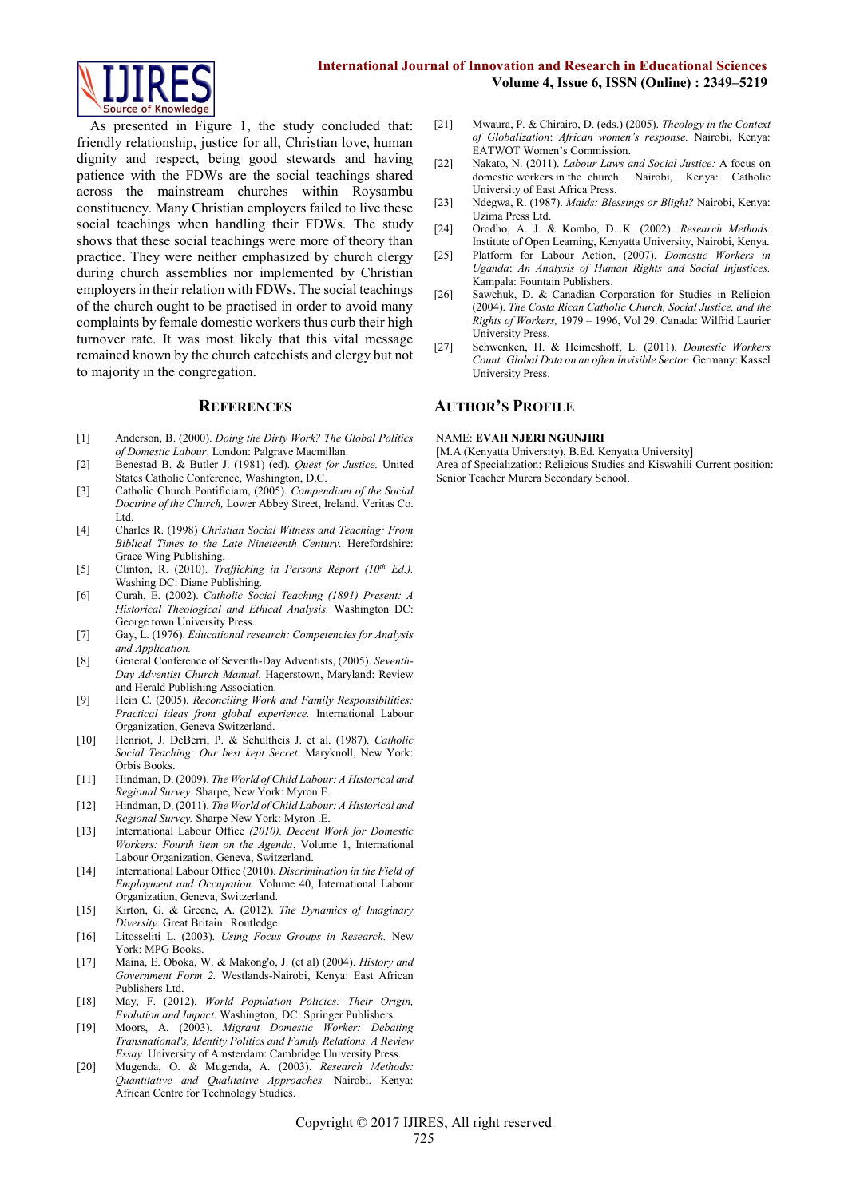As presented in Figure 1, the study concluded that: friendly relationship, justice for all, Christian love, human dignity and respect, being good stewards and having patience with the FDWs are the social teachings shared across the mainstream churches within Roysambu constituency. Many Christian employers failed to live these social teachings when handling their FDWs. The study shows that these social teachings were more of theory than practice. They were neither emphasized by church clergy during church assemblies nor implemented by Christian employers in their relation with FDWs. The social teachings of the church ought to be practised in order to avoid many complaints by female domestic workers thus curb their high turnover rate. It was most likely that this vital message remained known by the church catechists and clergy but not to majority in the congregation.

## References

[1] Anderson, B. (2000). *Doing the Dirty Work? The Global Politics of Domestic Labour*. London: Palgrave Macmillan.

[2] Benestad B. & Butler J. (1981) (ed). *Quest for Justice.* United States Catholic Conference, Washington, D.C.

[3] Catholic Church Pontificiam, (2005). *Compendium of the Social Doctrine of the Church,* Lower Abbey Street, Ireland. Veritas Co. Ltd.

[4] Charles R. (1998) *Christian Social Witness and Teaching: From Biblical Times to the Late Nineteenth Century.* Herefordshire: Grace Wing Publishing.

[5] Clinton, R. (2010). *Trafficking in Persons Report (10th Ed.).* Washing DC: Diane Publishing.

[6] Curah, E. (2002). *Catholic Social Teaching (1891) Present: A Historical Theological and Ethical Analysis.* Washington DC: George town University Press.

[7] Gay, L. (1976). *Educational research: Competencies for Analysis and Application.*

[8] General Conference of Seventh-Day Adventists, (2005). *Seventh-Day Adventist Church Manual.* Hagerstown, Maryland: Review and Herald Publishing Association.

[9] Hein C. (2005). *Reconciling Work and Family Responsibilities: Practical ideas from global experience.* International Labour Organization, Geneva Switzerland.

[10] Henriot, J. DeBerri, P. & Schultheis J. et al. (1987). *Catholic Social Teaching: Our best kept Secret.* Maryknoll, New York: Orbis Books.

[11] Hindman, D. (2009). *The World of Child Labour: A Historical and Regional Survey*. Sharpe, New York: Myron E.

[12] Hindman, D. (2011). *The World of Child Labour: A Historical and Regional Survey.* Sharpe New York: Myron .E.

[13] International Labour Office *(2010). Decent Work for Domestic Workers: Fourth item on the Agenda*, Volume 1, International Labour Organization, Geneva, Switzerland.

[14] International Labour Office (2010). *Discrimination in the Field of Employment and Occupation.* Volume 40, International Labour Organization, Geneva, Switzerland.

[15] Kirton, G. & Greene, A. (2012). *The Dynamics of Imaginary Diversity*. Great Britain: Routledge.

[16] Litosseliti L. (2003). *Using Focus Groups in Research.* New York: MPG Books.

[17] Maina, E. Oboka, W. & Makong'o, J. (et al) (2004). *History and Government Form 2.* Westlands-Nairobi, Kenya: East African Publishers Ltd.

[18] May, F. (2012). *World Population Policies: Their Origin, Evolution and Impact*. Washington, DC: Springer Publishers.

[19] Moors, A. (2003). *Migrant Domestic Worker: Debating Transnational's, Identity Politics and Family Relations*. *A Review Essay.* University of Amsterdam: Cambridge University Press.

[20] Mugenda, O. & Mugenda, A. (2003). *Research Methods: Quantitative and Qualitative Approaches.* Nairobi, Kenya: African Centre for Technology Studies.

[21] Mwaura, P. & Chirairo, D. (eds.) (2005). *Theology in the Context of Globalization*: *African women's response.* Nairobi, Kenya: EATWOT Women's Commission.

[22] Nakato, N. (2011). *Labour Laws and Social Justice:* A focus on domestic workers in the church. Nairobi, Kenya: Catholic University of East Africa Press.

[23] Ndegwa, R. (1987). *Maids: Blessings or Blight?* Nairobi, Kenya: Uzima Press Ltd.

[24] Orodho, A. J. & Kombo, D. K. (2002). *Research Methods.* Institute of Open Learning, Kenyatta University, Nairobi, Kenya.

[25] Platform for Labour Action, (2007). *Domestic Workers in Uganda*: *An Analysis of Human Rights and Social Injustices.* Kampala: Fountain Publishers.

[26] Sawchuk, D. & Canadian Corporation for Studies in Religion (2004). *The Costa Rican Catholic Church, Social Justice, and the Rights of Workers,* 1979 – 1996, Vol 29. Canada: Wilfrid Laurier University Press.

[27] Schwenken, H. & Heimeshoff, L. (2011). *Domestic Workers Count: Global Data on an often Invisible Sector.* Germany: Kassel University Press.

## Author's Profile

NAME: **EVAH NJERI NGUNJIRI**

[M.A (Kenyatta University), B.Ed. Kenyatta University]

Area of Specialization: Religious Studies and Kiswahili Current position: Senior Teacher Murera Secondary School.